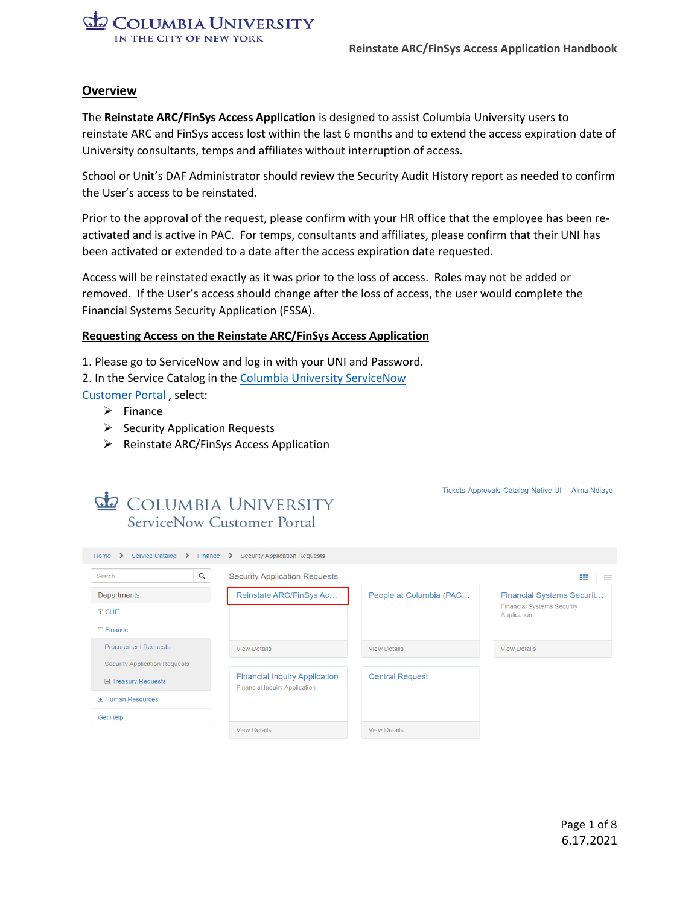## Overview

The **Reinstate ARC/FinSys Access Application** is designed to assist Columbia University users to reinstate ARC and FinSys access lost within the last 6 months and to extend the access expiration date of University consultants, temps and affiliates without interruption of access.

School or Unit's DAF Administrator should review the Security Audit History report as needed to confirm the User's access to be reinstated.

Prior to the approval of the request, please confirm with your HR office that the employee has been re-activated and is active in PAC. For temps, consultants and affiliates, please confirm that their UNI has been activated or extended to a date after the access expiration date requested.

Access will be reinstated exactly as it was prior to the loss of access. Roles may not be added or removed. If the User's access should change after the loss of access, the user would complete the Financial Systems Security Application (FSSA).

## Requesting Access on the Reinstate ARC/FinSys Access Application

1. Please go to ServiceNow and log in with your UNI and Password.
2. In the Service Catalog in the Columbia University ServiceNow Customer Portal , select:
   - Finance
   - Security Application Requests
   - Reinstate ARC/FinSys Access Application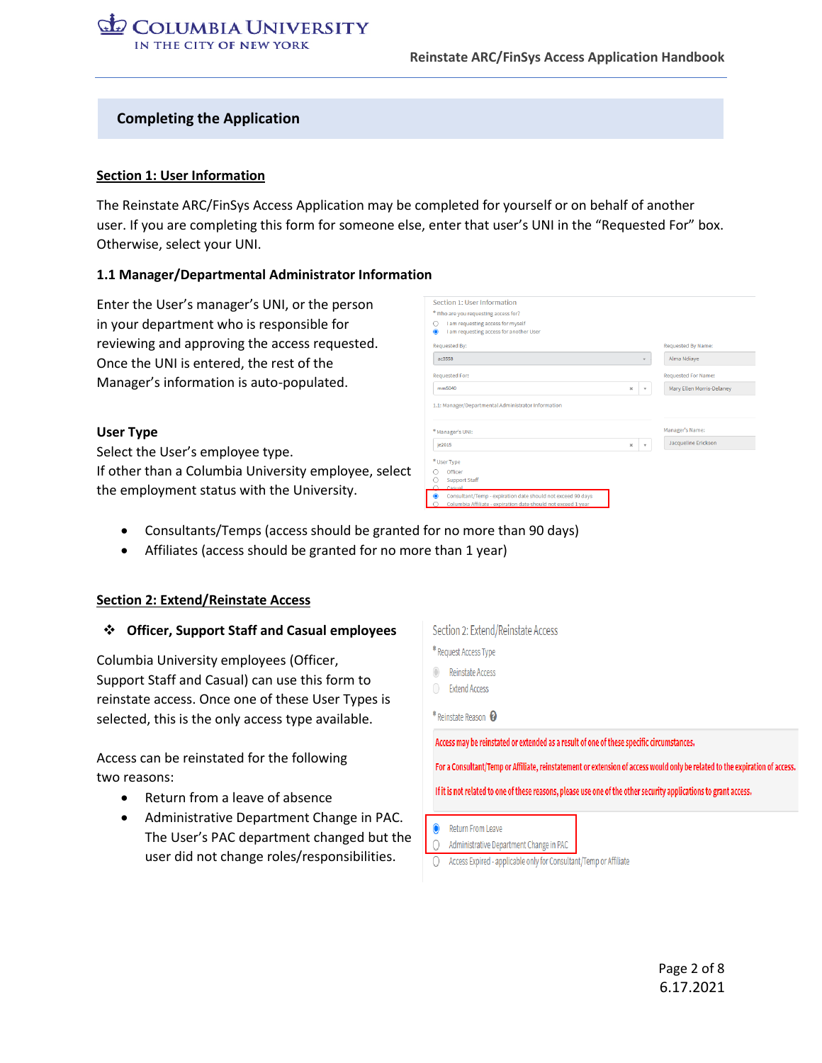## Completing the Application

### Section 1: User Information

The Reinstate ARC/FinSys Access Application may be completed for yourself or on behalf of another user. If you are completing this form for someone else, enter that user's UNI in the "Requested For" box. Otherwise, select your UNI.

#### 1.1 Manager/Departmental Administrator Information

Enter the User's manager's UNI, or the person in your department who is responsible for reviewing and approving the access requested. Once the UNI is entered, the rest of the Manager's information is auto-populated.

#### User Type

Select the User's employee type.
If other than a Columbia University employee, select the employment status with the University.

- Consultants/Temps (access should be granted for no more than 90 days)
- Affiliates (access should be granted for no more than 1 year)

### Section 2: Extend/Reinstate Access

❖ **Officer, Support Staff and Casual employees**

Columbia University employees (Officer, Support Staff and Casual) can use this form to reinstate access. Once one of these User Types is selected, this is the only access type available.

Access can be reinstated for the following two reasons:

- Return from a leave of absence
- Administrative Department Change in PAC. The User's PAC department changed but the user did not change roles/responsibilities.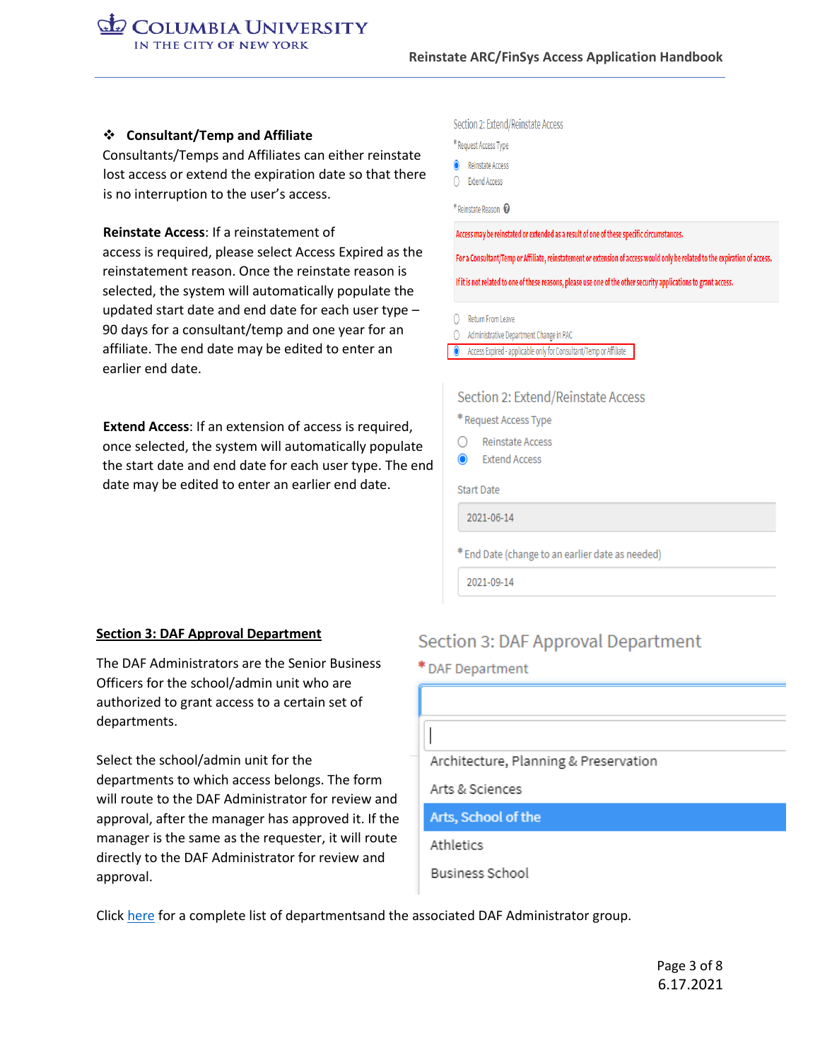❖ **Consultant/Temp and Affiliate**

Consultants/Temps and Affiliates can either reinstate lost access or extend the expiration date so that there is no interruption to the user's access.

**Reinstate Access**: If a reinstatement of access is required, please select Access Expired as the reinstatement reason. Once the reinstate reason is selected, the system will automatically populate the updated start date and end date for each user type – 90 days for a consultant/temp and one year for an affiliate. The end date may be edited to enter an earlier end date.

Section 2: Extend/Reinstate Access

*Request Access Type

- Reinstate Access
- Extend Access

*Reinstate Reason

Access may be reinstated or extended as a result of one of these specific circumstances.

For a Consultant/Temp or Affiliate, reinstatement or extension of access would only be related to the expiration of access.

If it is not related to one of these reasons, please use one of the other security applications to grant access.

- Return From Leave
- Administrative Department Change in PAC
- Access Expired - applicable only for Consultant/Temp or Affiliate

**Extend Access**: If an extension of access is required, once selected, the system will automatically populate the start date and end date for each user type. The end date may be edited to enter an earlier end date.

Section 2: Extend/Reinstate Access

*Request Access Type

- Reinstate Access
- Extend Access

Start Date

2021-06-14

*End Date (change to an earlier date as needed)

2021-09-14

**Section 3: DAF Approval Department**

The DAF Administrators are the Senior Business Officers for the school/admin unit who are authorized to grant access to a certain set of departments.

Select the school/admin unit for the departments to which access belongs. The form will route to the DAF Administrator for review and approval, after the manager has approved it. If the manager is the same as the requester, it will route directly to the DAF Administrator for review and approval.

Section 3: DAF Approval Department

*DAF Department

- Architecture, Planning & Preservation
- Arts & Sciences
- Arts, School of the
- Athletics
- Business School

Click here for a complete list of departmentsand the associated DAF Administrator group.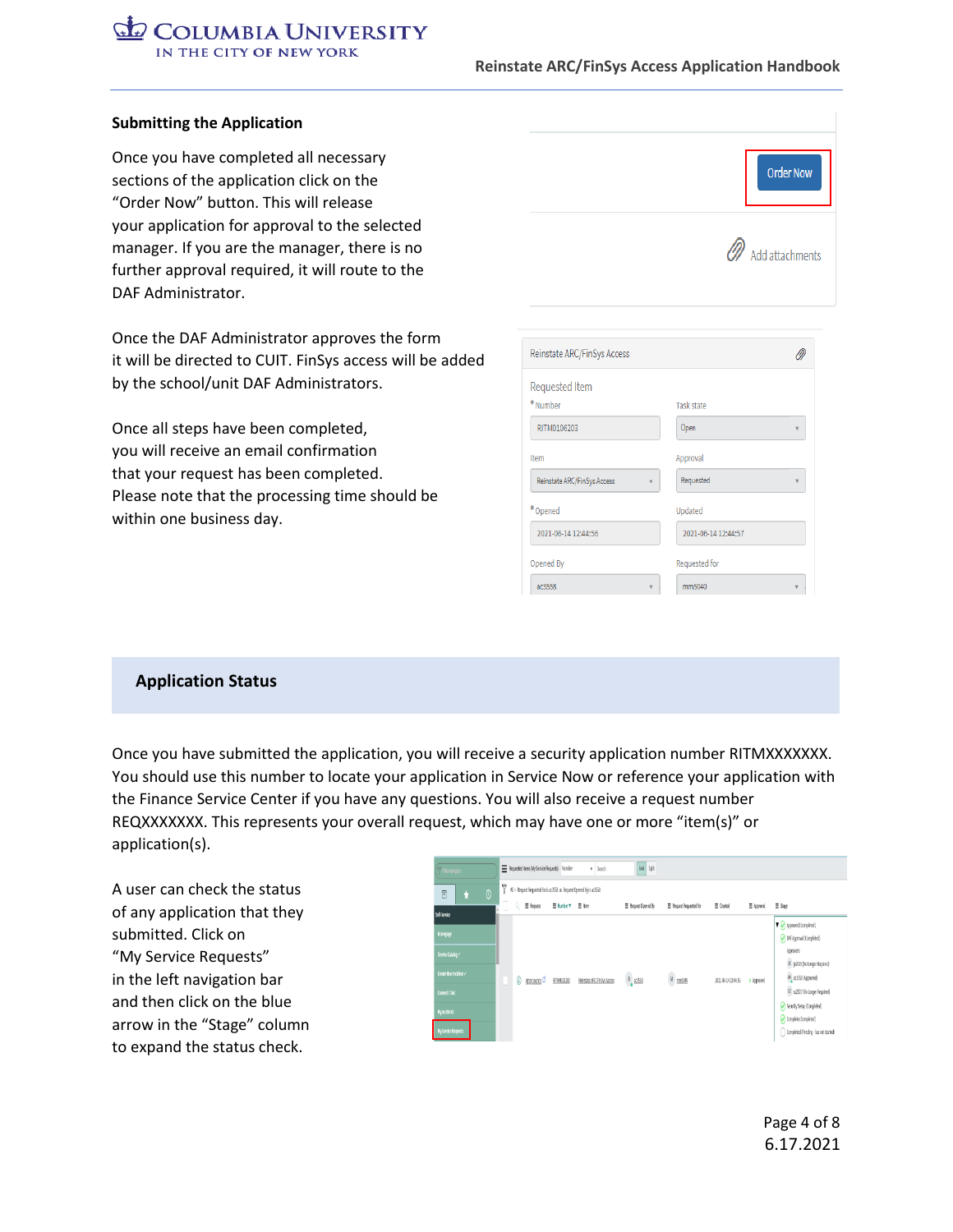## Submitting the Application

Once you have completed all necessary sections of the application click on the "Order Now" button. This will release your application for approval to the selected manager. If you are the manager, there is no further approval required, it will route to the DAF Administrator.

Once the DAF Administrator approves the form it will be directed to CUIT. FinSys access will be added by the school/unit DAF Administrators.

Once all steps have been completed, you will receive an email confirmation that your request has been completed. Please note that the processing time should be within one business day.

## Application Status

Once you have submitted the application, you will receive a security application number RITMXXXXXXX. You should use this number to locate your application in Service Now or reference your application with the Finance Service Center if you have any questions. You will also receive a request number REQXXXXXXX. This represents your overall request, which may have one or more "item(s)" or application(s).

A user can check the status of any application that they submitted. Click on "My Service Requests" in the left navigation bar and then click on the blue arrow in the "Stage" column to expand the status check.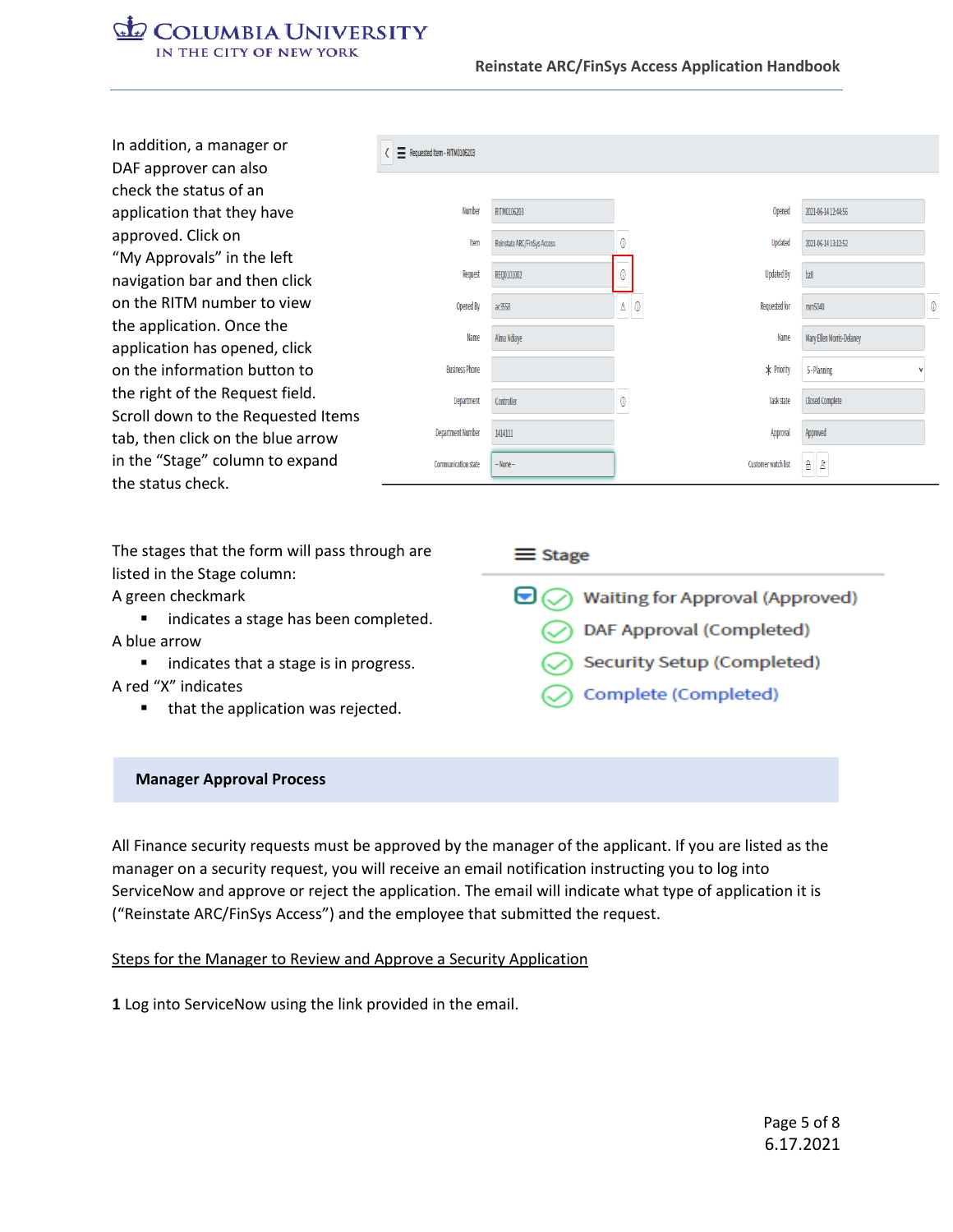In addition, a manager or DAF approver can also check the status of an application that they have approved. Click on "My Approvals" in the left navigation bar and then click on the RITM number to view the application. Once the application has opened, click on the information button to the right of the Request field. Scroll down to the Requested Items tab, then click on the blue arrow in the "Stage" column to expand the status check.

The stages that the form will pass through are listed in the Stage column:

A green checkmark

- indicates a stage has been completed.

A blue arrow

- indicates that a stage is in progress.

A red "X" indicates

- that the application was rejected.

## Manager Approval Process

All Finance security requests must be approved by the manager of the applicant. If you are listed as the manager on a security request, you will receive an email notification instructing you to log into ServiceNow and approve or reject the application. The email will indicate what type of application it is ("Reinstate ARC/FinSys Access") and the employee that submitted the request.

<u>Steps for the Manager to Review and Approve a Security Application</u>

**1** Log into ServiceNow using the link provided in the email.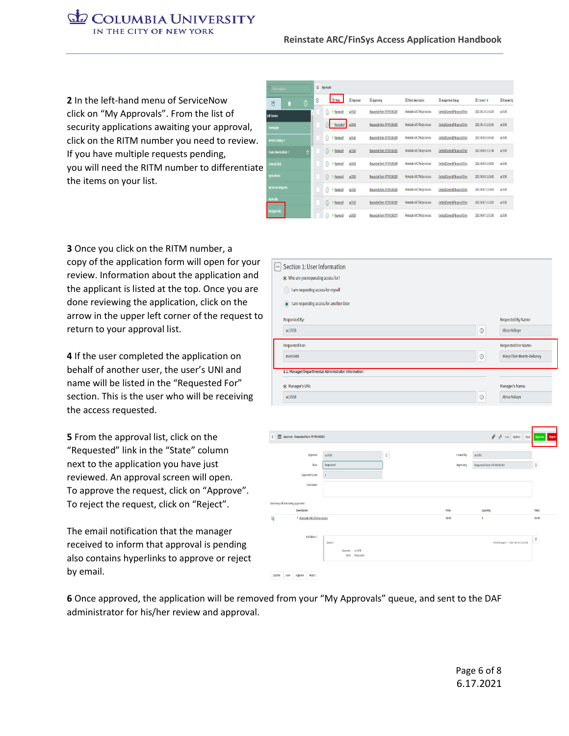**2** In the left-hand menu of ServiceNow click on "My Approvals". From the list of security applications awaiting your approval, click on the RITM number you need to review. If you have multiple requests pending, you will need the RITM number to differentiate the items on your list.

**3** Once you click on the RITM number, a copy of the application form will open for your review. Information about the application and the applicant is listed at the top. Once you are done reviewing the application, click on the arrow in the upper left corner of the request to return to your approval list.

**4** If the user completed the application on behalf of another user, the user's UNI and name will be listed in the "Requested For" section. This is the user who will be receiving the access requested.

**5** From the approval list, click on the "Requested" link in the "State" column next to the application you have just reviewed. An approval screen will open. To approve the request, click on "Approve". To reject the request, click on "Reject".

The email notification that the manager received to inform that approval is pending also contains hyperlinks to approve or reject by email.

**6** Once approved, the application will be removed from your "My Approvals" queue, and sent to the DAF administrator for his/her review and approval.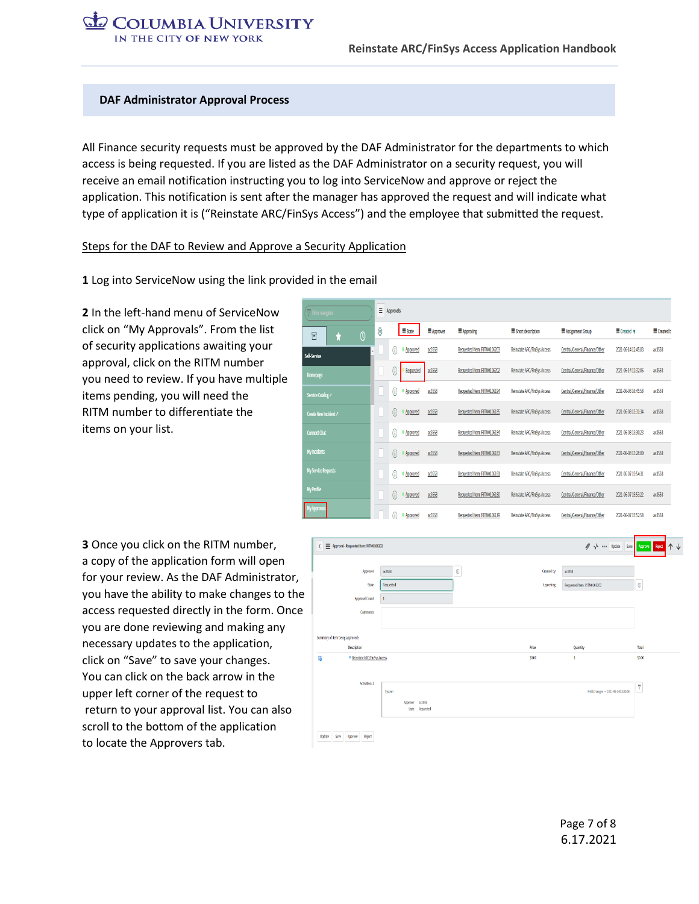## DAF Administrator Approval Process

All Finance security requests must be approved by the DAF Administrator for the departments to which access is being requested. If you are listed as the DAF Administrator on a security request, you will receive an email notification instructing you to log into ServiceNow and approve or reject the application. This notification is sent after the manager has approved the request and will indicate what type of application it is ("Reinstate ARC/FinSys Access") and the employee that submitted the request.

Steps for the DAF to Review and Approve a Security Application

**1** Log into ServiceNow using the link provided in the email

**2** In the left-hand menu of ServiceNow click on "My Approvals". From the list of security applications awaiting your approval, click on the RITM number you need to review. If you have multiple items pending, you will need the RITM number to differentiate the items on your list.

**3** Once you click on the RITM number, a copy of the application form will open for your review. As the DAF Administrator, you have the ability to make changes to the access requested directly in the form. Once you are done reviewing and making any necessary updates to the application, click on "Save" to save your changes. You can click on the back arrow in the upper left corner of the request to return to your approval list. You can also scroll to the bottom of the application to locate the Approvers tab.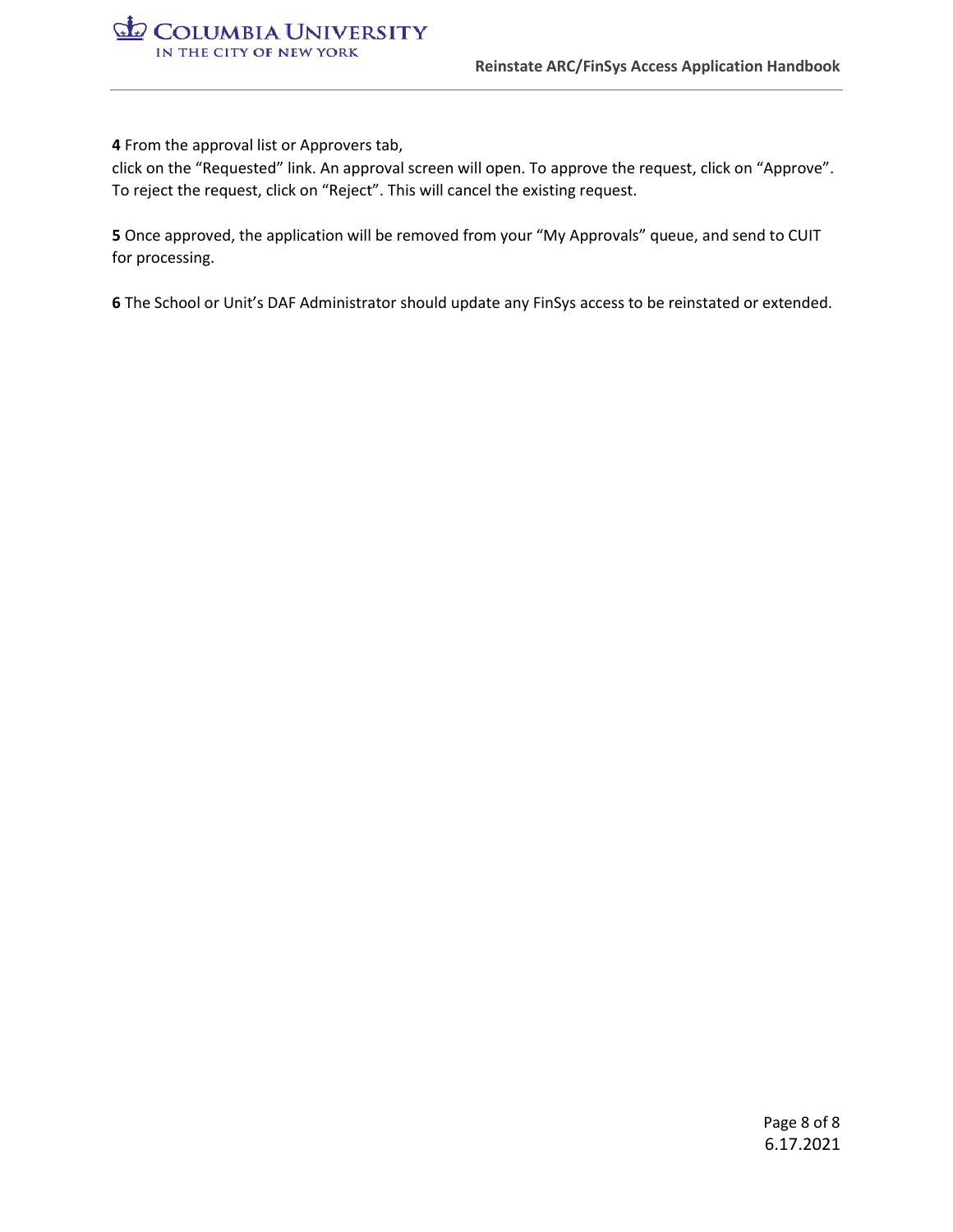**4** From the approval list or Approvers tab,
click on the “Requested” link. An approval screen will open. To approve the request, click on “Approve”. To reject the request, click on “Reject”. This will cancel the existing request.

**5** Once approved, the application will be removed from your “My Approvals” queue, and send to CUIT for processing.

**6** The School or Unit’s DAF Administrator should update any FinSys access to be reinstated or extended.